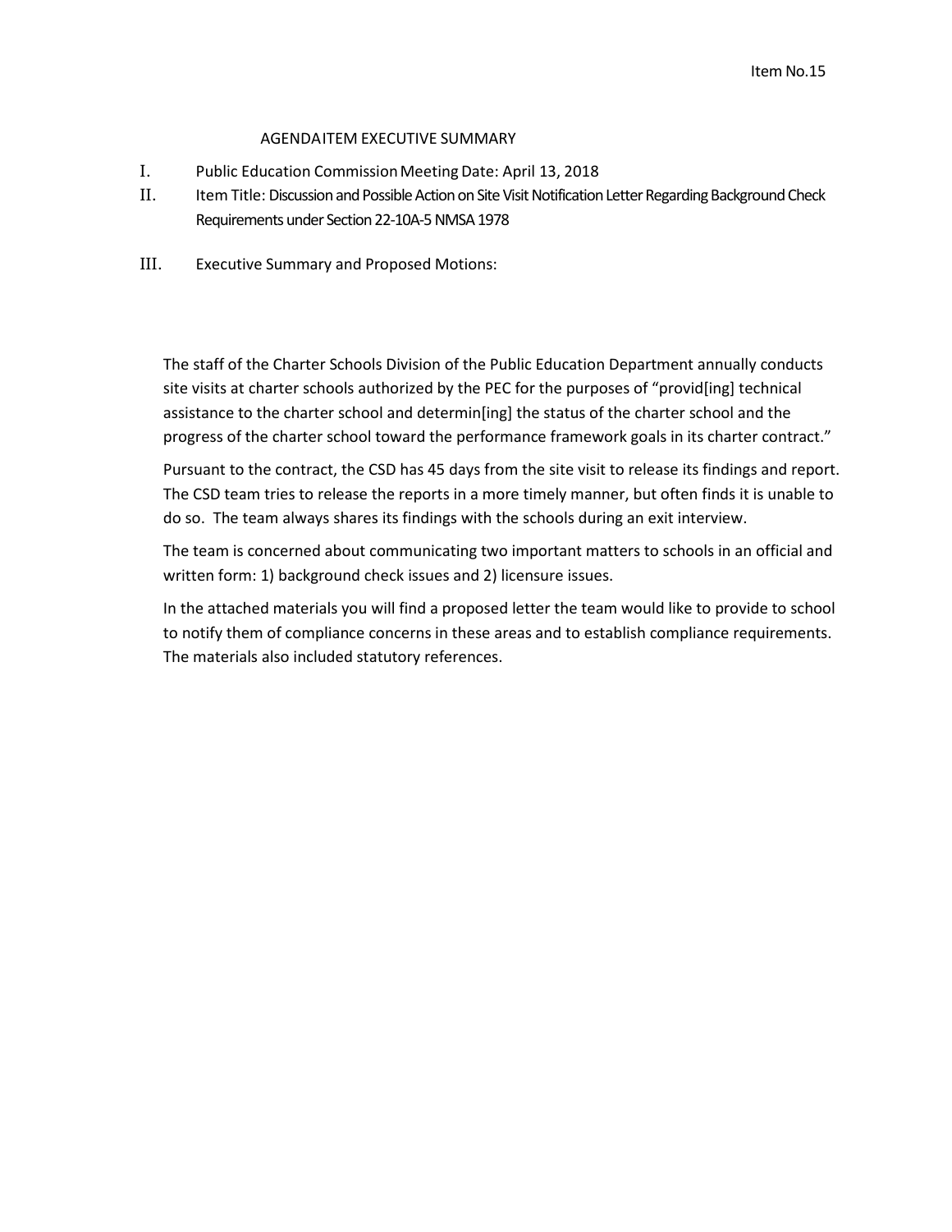Item No.15

## AGENDA ITEM EXECUTIVE SUMMARY

I. Public Education Commission Meeting Date: April 13, 2018

II. Item Title: Discussion and Possible Action on Site Visit Notification Letter Regarding Background Check Requirements under Section 22-10A-5 NMSA 1978

III. Executive Summary and Proposed Motions:

The staff of the Charter Schools Division of the Public Education Department annually conducts site visits at charter schools authorized by the PEC for the purposes of "provid[ing] technical assistance to the charter school and determin[ing] the status of the charter school and the progress of the charter school toward the performance framework goals in its charter contract."

Pursuant to the contract, the CSD has 45 days from the site visit to release its findings and report. The CSD team tries to release the reports in a more timely manner, but often finds it is unable to do so. The team always shares its findings with the schools during an exit interview.

The team is concerned about communicating two important matters to schools in an official and written form: 1) background check issues and 2) licensure issues.

In the attached materials you will find a proposed letter the team would like to provide to school to notify them of compliance concerns in these areas and to establish compliance requirements. The materials also included statutory references.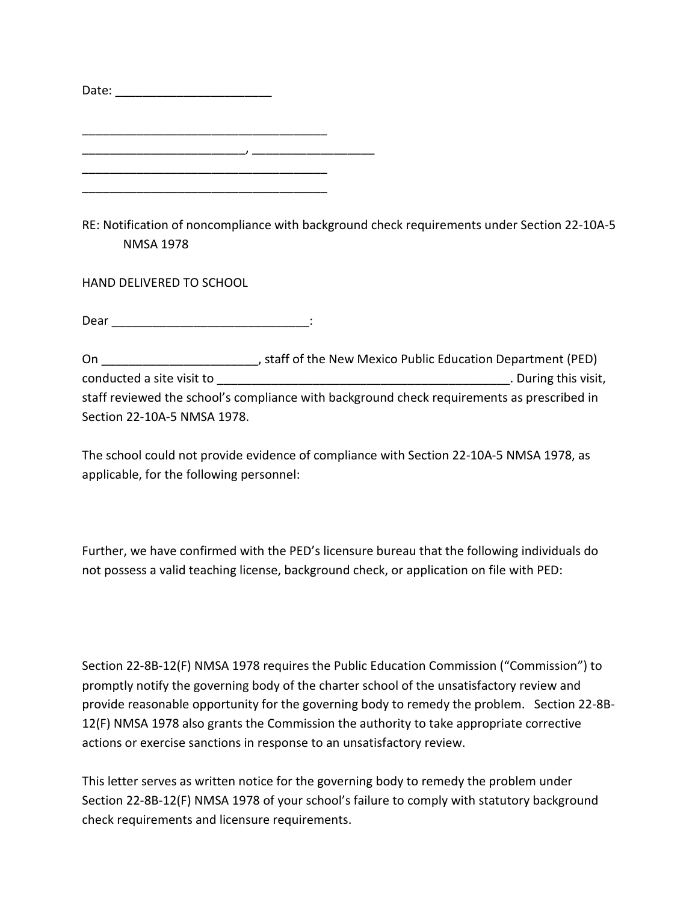Date: _______________________

____________________________________
________________________, __________________
____________________________________
____________________________________

RE: Notification of noncompliance with background check requirements under Section 22-10A-5 NMSA 1978

HAND DELIVERED TO SCHOOL

Dear _____________________________:

On ______________________, staff of the New Mexico Public Education Department (PED) conducted a site visit to ____________________________________________. During this visit, staff reviewed the school's compliance with background check requirements as prescribed in Section 22-10A-5 NMSA 1978.

The school could not provide evidence of compliance with Section 22-10A-5 NMSA 1978, as applicable, for the following personnel:

Further, we have confirmed with the PED's licensure bureau that the following individuals do not possess a valid teaching license, background check, or application on file with PED:

Section 22-8B-12(F) NMSA 1978 requires the Public Education Commission ("Commission") to promptly notify the governing body of the charter school of the unsatisfactory review and provide reasonable opportunity for the governing body to remedy the problem. Section 22-8B-12(F) NMSA 1978 also grants the Commission the authority to take appropriate corrective actions or exercise sanctions in response to an unsatisfactory review.

This letter serves as written notice for the governing body to remedy the problem under Section 22-8B-12(F) NMSA 1978 of your school's failure to comply with statutory background check requirements and licensure requirements.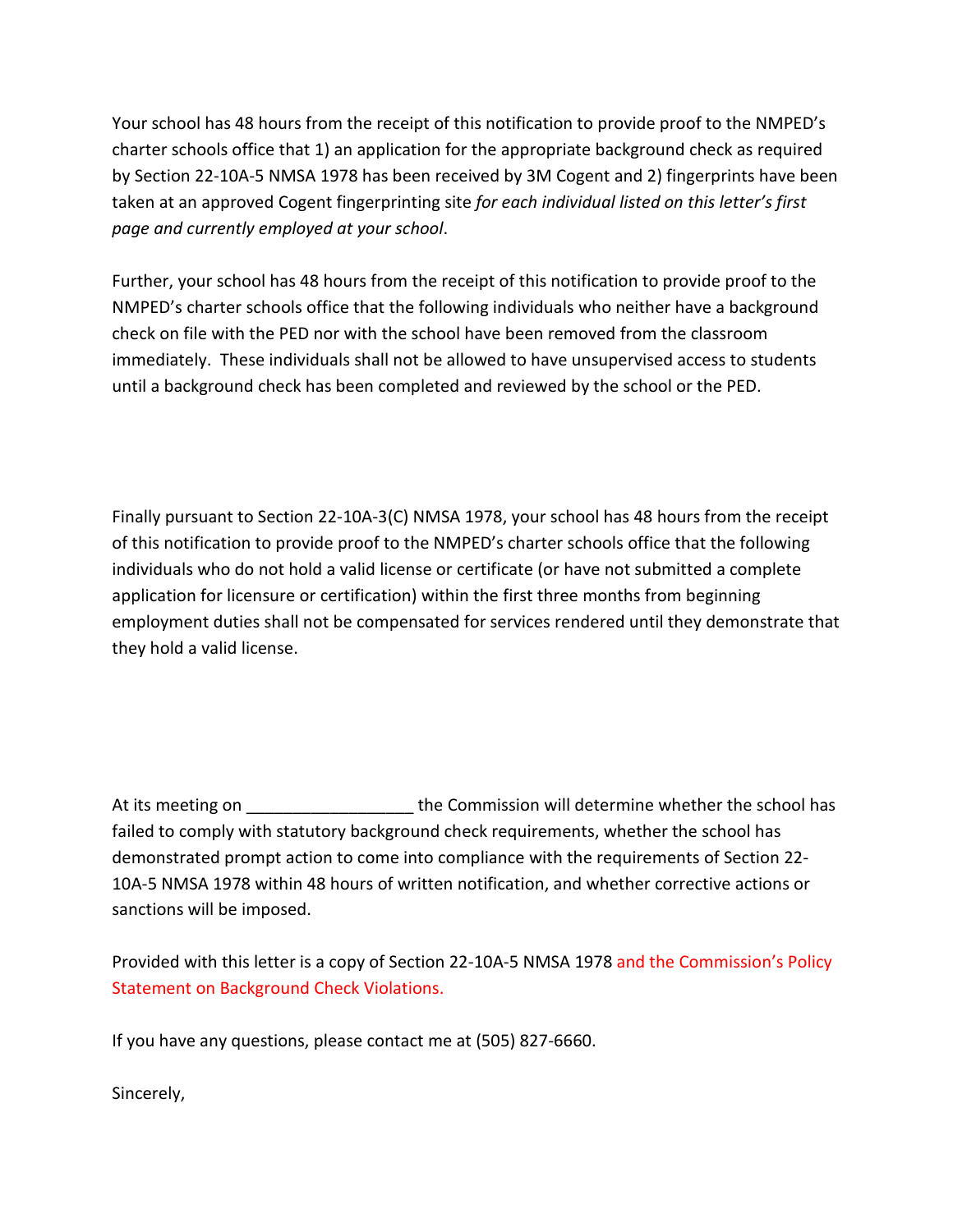Your school has 48 hours from the receipt of this notification to provide proof to the NMPED's charter schools office that 1) an application for the appropriate background check as required by Section 22-10A-5 NMSA 1978 has been received by 3M Cogent and 2) fingerprints have been taken at an approved Cogent fingerprinting site *for each individual listed on this letter's first page and currently employed at your school*.

Further, your school has 48 hours from the receipt of this notification to provide proof to the NMPED's charter schools office that the following individuals who neither have a background check on file with the PED nor with the school have been removed from the classroom immediately. These individuals shall not be allowed to have unsupervised access to students until a background check has been completed and reviewed by the school or the PED.

Finally pursuant to Section 22-10A-3(C) NMSA 1978, your school has 48 hours from the receipt of this notification to provide proof to the NMPED's charter schools office that the following individuals who do not hold a valid license or certificate (or have not submitted a complete application for licensure or certification) within the first three months from beginning employment duties shall not be compensated for services rendered until they demonstrate that they hold a valid license.

At its meeting on __________________ the Commission will determine whether the school has failed to comply with statutory background check requirements, whether the school has demonstrated prompt action to come into compliance with the requirements of Section 22-10A-5 NMSA 1978 within 48 hours of written notification, and whether corrective actions or sanctions will be imposed.

Provided with this letter is a copy of Section 22-10A-5 NMSA 1978 and the Commission's Policy Statement on Background Check Violations.

If you have any questions, please contact me at (505) 827-6660.

Sincerely,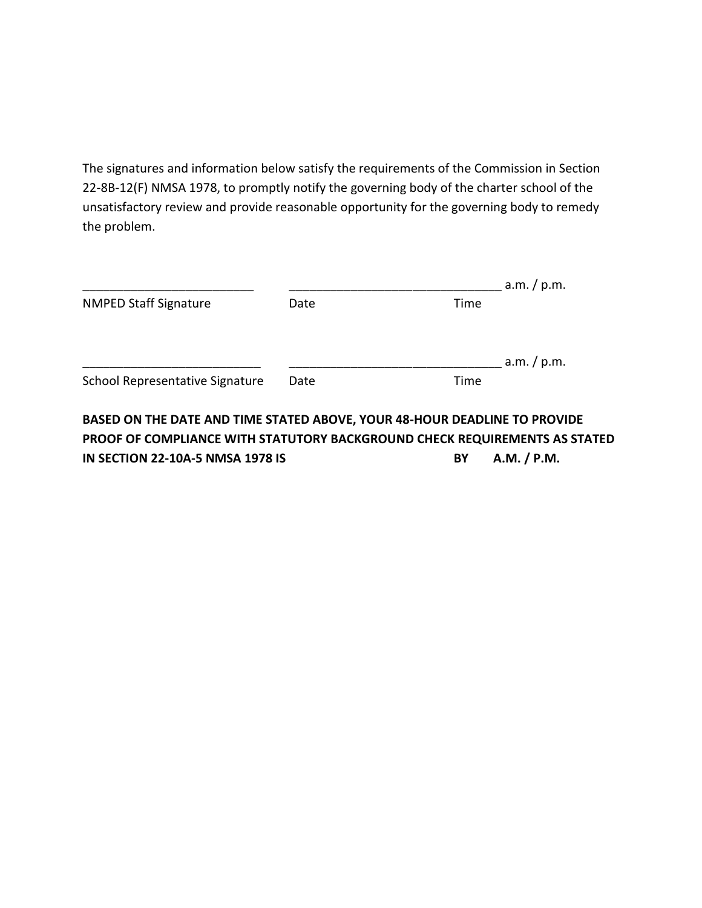The signatures and information below satisfy the requirements of the Commission in Section 22-8B-12(F) NMSA 1978, to promptly notify the governing body of the charter school of the unsatisfactory review and provide reasonable opportunity for the governing body to remedy the problem.

_________________________ _______________________________ a.m. / p.m.
NMPED Staff Signature Date Time

__________________________ _______________________________ a.m. / p.m.
School Representative Signature Date Time

**BASED ON THE DATE AND TIME STATED ABOVE, YOUR 48-HOUR DEADLINE TO PROVIDE PROOF OF COMPLIANCE WITH STATUTORY BACKGROUND CHECK REQUIREMENTS AS STATED IN SECTION 22-10A-5 NMSA 1978 IS BY A.M. / P.M.**